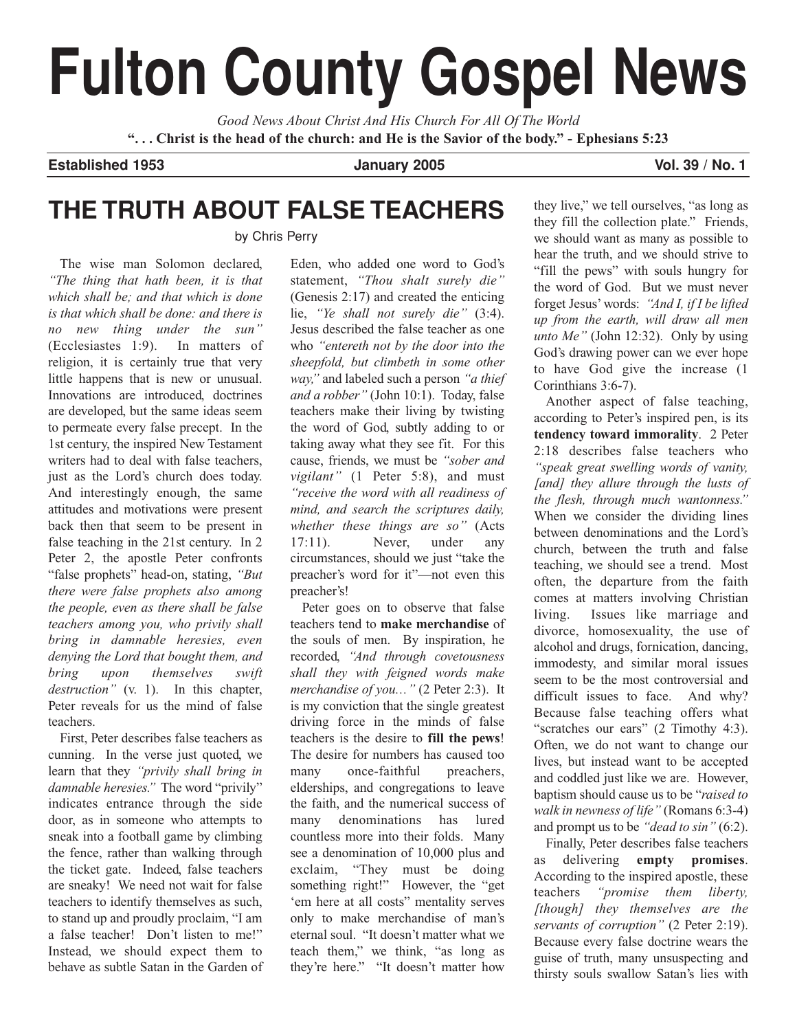# Fulton County Gospel News

*Good News About Christ And His Church For All Of The World*

**". . . Christ is the head of the church: and He is the Savior of the body." - Ephesians 5:23**

**Established 1953** **January 2005** **Vol. 39 / No. 1**

## THE TRUTH ABOUT FALSE TEACHERS

by Chris Perry

The wise man Solomon declared, *"The thing that hath been, it is that which shall be; and that which is done is that which shall be done: and there is no new thing under the sun"* (Ecclesiastes 1:9). In matters of religion, it is certainly true that very little happens that is new or unusual. Innovations are introduced, doctrines are developed, but the same ideas seem to permeate every false precept. In the 1st century, the inspired New Testament writers had to deal with false teachers, just as the Lord's church does today. And interestingly enough, the same attitudes and motivations were present back then that seem to be present in false teaching in the 21st century. In 2 Peter 2, the apostle Peter confronts "false prophets" head-on, stating, *"But there were false prophets also among the people, even as there shall be false teachers among you, who privily shall bring in damnable heresies, even denying the Lord that bought them, and bring upon themselves swift destruction"* (v. 1). In this chapter, Peter reveals for us the mind of false teachers.

First, Peter describes false teachers as cunning. In the verse just quoted, we learn that they *"privily shall bring in damnable heresies."* The word "privily" indicates entrance through the side door, as in someone who attempts to sneak into a football game by climbing the fence, rather than walking through the ticket gate. Indeed, false teachers are sneaky! We need not wait for false teachers to identify themselves as such, to stand up and proudly proclaim, "I am a false teacher! Don't listen to me!" Instead, we should expect them to behave as subtle Satan in the Garden of Eden, who added one word to God's statement, *"Thou shalt surely die"* (Genesis 2:17) and created the enticing lie, *"Ye shall not surely die"* (3:4). Jesus described the false teacher as one who *"entereth not by the door into the sheepfold, but climbeth in some other way,"* and labeled such a person *"a thief and a robber"* (John 10:1). Today, false teachers make their living by twisting the word of God, subtly adding to or taking away what they see fit. For this cause, friends, we must be *"sober and vigilant"* (1 Peter 5:8), and must *"receive the word with all readiness of mind, and search the scriptures daily, whether these things are so"* (Acts 17:11). Never, under any circumstances, should we just "take the preacher's word for it"—not even this preacher's!

Peter goes on to observe that false teachers tend to **make merchandise** of the souls of men. By inspiration, he recorded, *"And through covetousness shall they with feigned words make merchandise of you..."* (2 Peter 2:3). It is my conviction that the single greatest driving force in the minds of false teachers is the desire to **fill the pews**! The desire for numbers has caused too many once-faithful preachers, elderships, and congregations to leave the faith, and the numerical success of many denominations has lured countless more into their folds. Many see a denomination of 10,000 plus and exclaim, "They must be doing something right!" However, the "get 'em here at all costs" mentality serves only to make merchandise of man's eternal soul. "It doesn't matter what we teach them," we think, "as long as they're here." "It doesn't matter how they live," we tell ourselves, "as long as they fill the collection plate." Friends, we should want as many as possible to hear the truth, and we should strive to "fill the pews" with souls hungry for the word of God. But we must never forget Jesus' words: *"And I, if I be lifted up from the earth, will draw all men unto Me"* (John 12:32). Only by using God's drawing power can we ever hope to have God give the increase (1 Corinthians 3:6-7).

Another aspect of false teaching, according to Peter's inspired pen, is its **tendency toward immorality**. 2 Peter 2:18 describes false teachers who *"speak great swelling words of vanity, [and] they allure through the lusts of the flesh, through much wantonness."* When we consider the dividing lines between denominations and the Lord's church, between the truth and false teaching, we should see a trend. Most often, the departure from the faith comes at matters involving Christian living. Issues like marriage and divorce, homosexuality, the use of alcohol and drugs, fornication, dancing, immodesty, and similar moral issues seem to be the most controversial and difficult issues to face. And why? Because false teaching offers what "scratches our ears" (2 Timothy 4:3). Often, we do not want to change our lives, but instead want to be accepted and coddled just like we are. However, baptism should cause us to be "*raised to walk in newness of life"* (Romans 6:3-4) and prompt us to be *"dead to sin"* (6:2).

Finally, Peter describes false teachers as delivering **empty promises**. According to the inspired apostle, these teachers *"promise them liberty, [though] they themselves are the servants of corruption"* (2 Peter 2:19). Because every false doctrine wears the guise of truth, many unsuspecting and thirsty souls swallow Satan's lies with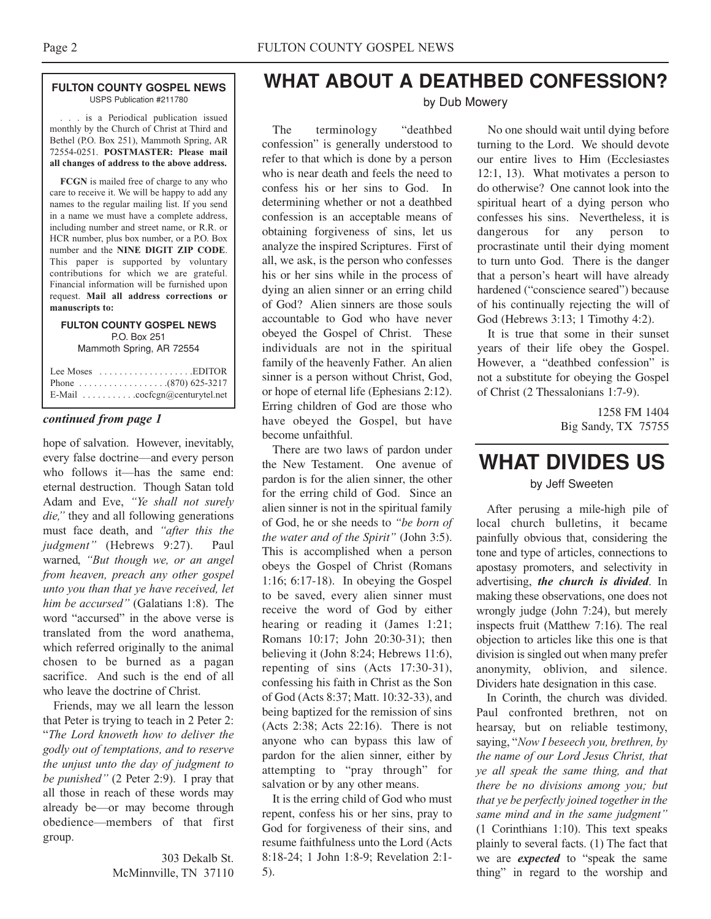**FULTON COUNTY GOSPEL NEWS**
USPS Publication #211780

. . . is a Periodical publication issued monthly by the Church of Christ at Third and Bethel (P.O. Box 251), Mammoth Spring, AR 72554-0251. **POSTMASTER: Please mail all changes of address to the above address.**

**FCGN** is mailed free of charge to any who care to receive it. We will be happy to add any names to the regular mailing list. If you send in a name we must have a complete address, including number and street name, or R.R. or HCR number, plus box number, or a P.O. Box number and the **NINE DIGIT ZIP CODE**. This paper is supported by voluntary contributions for which we are grateful. Financial information will be furnished upon request. **Mail all address corrections or manuscripts to:**

**FULTON COUNTY GOSPEL NEWS**
P.O. Box 251
Mammoth Spring, AR 72554

Lee Moses . . . . . . . . . . . . . . . . . . .EDITOR
Phone . . . . . . . . . . . . . . . . . .(870) 625-3217
E-Mail . . . . . . . . . . .cocfcgn@centurytel.net

***continued from page 1***

hope of salvation. However, inevitably, every false doctrine—and every person who follows it—has the same end: eternal destruction. Though Satan told Adam and Eve, *"Ye shall not surely die,"* they and all following generations must face death, and *"after this the judgment"* (Hebrews 9:27). Paul warned, *"But though we, or an angel from heaven, preach any other gospel unto you than that ye have received, let him be accursed"* (Galatians 1:8). The word "accursed" in the above verse is translated from the word anathema, which referred originally to the animal chosen to be burned as a pagan sacrifice. And such is the end of all who leave the doctrine of Christ.

Friends, may we all learn the lesson that Peter is trying to teach in 2 Peter 2: "*The Lord knoweth how to deliver the godly out of temptations, and to reserve the unjust unto the day of judgment to be punished"* (2 Peter 2:9). I pray that all those in reach of these words may already be—or may become through obedience—members of that first group.

303 Dekalb St.
McMinnville, TN 37110

# WHAT ABOUT A DEATHBED CONFESSION?

by Dub Mowery

The terminology "deathbed confession" is generally understood to refer to that which is done by a person who is near death and feels the need to confess his or her sins to God. In determining whether or not a deathbed confession is an acceptable means of obtaining forgiveness of sins, let us analyze the inspired Scriptures. First of all, we ask, is the person who confesses his or her sins while in the process of dying an alien sinner or an erring child of God? Alien sinners are those souls accountable to God who have never obeyed the Gospel of Christ. These individuals are not in the spiritual family of the heavenly Father. An alien sinner is a person without Christ, God, or hope of eternal life (Ephesians 2:12). Erring children of God are those who have obeyed the Gospel, but have become unfaithful.

There are two laws of pardon under the New Testament. One avenue of pardon is for the alien sinner, the other for the erring child of God. Since an alien sinner is not in the spiritual family of God, he or she needs to *"be born of the water and of the Spirit"* (John 3:5). This is accomplished when a person obeys the Gospel of Christ (Romans 1:16; 6:17-18). In obeying the Gospel to be saved, every alien sinner must receive the word of God by either hearing or reading it (James 1:21; Romans 10:17; John 20:30-31); then believing it (John 8:24; Hebrews 11:6), repenting of sins (Acts 17:30-31), confessing his faith in Christ as the Son of God (Acts 8:37; Matt. 10:32-33), and being baptized for the remission of sins (Acts 2:38; Acts 22:16). There is not anyone who can bypass this law of pardon for the alien sinner, either by attempting to "pray through" for salvation or by any other means.

It is the erring child of God who must repent, confess his or her sins, pray to God for forgiveness of their sins, and resume faithfulness unto the Lord (Acts 8:18-24; 1 John 1:8-9; Revelation 2:1-5).

No one should wait until dying before turning to the Lord. We should devote our entire lives to Him (Ecclesiastes 12:1, 13). What motivates a person to do otherwise? One cannot look into the spiritual heart of a dying person who confesses his sins. Nevertheless, it is dangerous for any person to procrastinate until their dying moment to turn unto God. There is the danger that a person's heart will have already hardened ("conscience seared") because of his continually rejecting the will of God (Hebrews 3:13; 1 Timothy 4:2).

It is true that some in their sunset years of their life obey the Gospel. However, a "deathbed confession" is not a substitute for obeying the Gospel of Christ (2 Thessalonians 1:7-9).

1258 FM 1404
Big Sandy, TX 75755

# WHAT DIVIDES US

by Jeff Sweeten

After perusing a mile-high pile of local church bulletins, it became painfully obvious that, considering the tone and type of articles, connections to apostasy promoters, and selectivity in advertising, ***the church is divided***. In making these observations, one does not wrongly judge (John 7:24), but merely inspects fruit (Matthew 7:16). The real objection to articles like this one is that division is singled out when many prefer anonymity, oblivion, and silence. Dividers hate designation in this case.

In Corinth, the church was divided. Paul confronted brethren, not on hearsay, but on reliable testimony, saying, "*Now I beseech you, brethren, by the name of our Lord Jesus Christ, that ye all speak the same thing, and that there be no divisions among you; but that ye be perfectly joined together in the same mind and in the same judgment"* (1 Corinthians 1:10). This text speaks plainly to several facts. (1) The fact that we are ***expected*** to "speak the same thing" in regard to the worship and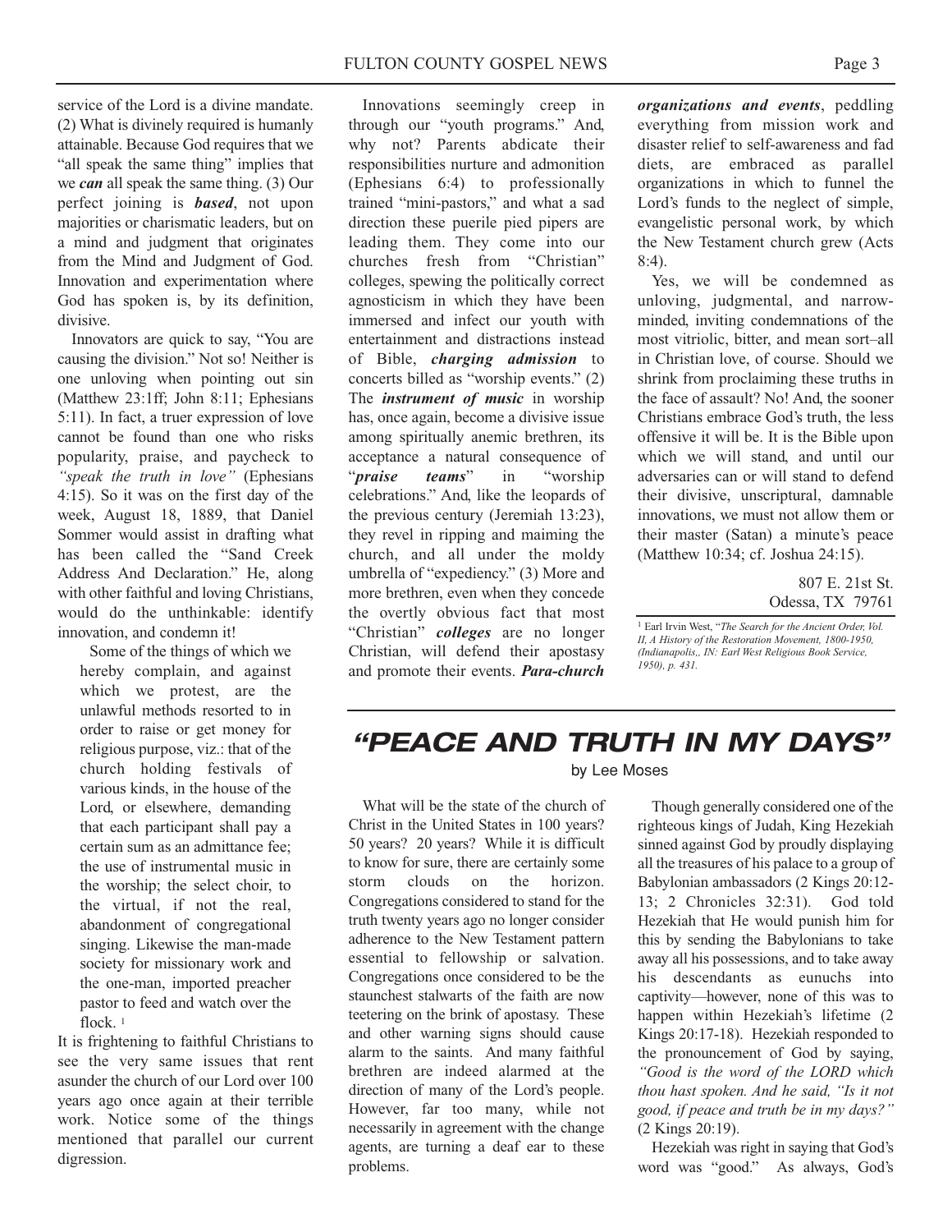service of the Lord is a divine mandate. (2) What is divinely required is humanly attainable. Because God requires that we "all speak the same thing" implies that we ***can*** all speak the same thing. (3) Our perfect joining is ***based***, not upon majorities or charismatic leaders, but on a mind and judgment that originates from the Mind and Judgment of God. Innovation and experimentation where God has spoken is, by its definition, divisive.

Innovators are quick to say, "You are causing the division." Not so! Neither is one unloving when pointing out sin (Matthew 23:1ff; John 8:11; Ephesians 5:11). In fact, a truer expression of love cannot be found than one who risks popularity, praise, and paycheck to *"speak the truth in love"* (Ephesians 4:15). So it was on the first day of the week, August 18, 1889, that Daniel Sommer would assist in drafting what has been called the "Sand Creek Address And Declaration." He, along with other faithful and loving Christians, would do the unthinkable: identify innovation, and condemn it!

> Some of the things of which we hereby complain, and against which we protest, are the unlawful methods resorted to in order to raise or get money for religious purpose, viz.: that of the church holding festivals of various kinds, in the house of the Lord, or elsewhere, demanding that each participant shall pay a certain sum as an admittance fee; the use of instrumental music in the worship; the select choir, to the virtual, if not the real, abandonment of congregational singing. Likewise the man-made society for missionary work and the one-man, imported preacher pastor to feed and watch over the flock. [1]

It is frightening to faithful Christians to see the very same issues that rent asunder the church of our Lord over 100 years ago once again at their terrible work. Notice some of the things mentioned that parallel our current digression.

Innovations seemingly creep in through our "youth programs." And, why not? Parents abdicate their responsibilities nurture and admonition (Ephesians 6:4) to professionally trained "mini-pastors," and what a sad direction these puerile pied pipers are leading them. They come into our churches fresh from "Christian" colleges, spewing the politically correct agnosticism in which they have been immersed and infect our youth with entertainment and distractions instead of Bible, ***charging admission*** to concerts billed as "worship events." (2) The ***instrument of music*** in worship has, once again, become a divisive issue among spiritually anemic brethren, its acceptance a natural consequence of "***praise teams***" in "worship celebrations." And, like the leopards of the previous century (Jeremiah 13:23), they revel in ripping and maiming the church, and all under the moldy umbrella of "expediency." (3) More and more brethren, even when they concede the overtly obvious fact that most "Christian" ***colleges*** are no longer Christian, will defend their apostasy and promote their events. ***Para-church organizations and events***, peddling everything from mission work and disaster relief to self-awareness and fad diets, are embraced as parallel organizations in which to funnel the Lord's funds to the neglect of simple, evangelistic personal work, by which the New Testament church grew (Acts 8:4).

Yes, we will be condemned as unloving, judgmental, and narrow-minded, inviting condemnations of the most vitriolic, bitter, and mean sort–all in Christian love, of course. Should we shrink from proclaiming these truths in the face of assault? No! And, the sooner Christians embrace God's truth, the less offensive it will be. It is the Bible upon which we will stand, and until our adversaries can or will stand to defend their divisive, unscriptural, damnable innovations, we must not allow them or their master (Satan) a minute's peace (Matthew 10:34; cf. Joshua 24:15).

807 E. 21st St.
Odessa, TX 79761

[1] Earl Irvin West, "*The Search for the Ancient Order, Vol. II, A History of the Restoration Movement, 1800-1950, (Indianapolis,, IN: Earl West Religious Book Service, 1950), p. 431.*

## "PEACE AND TRUTH IN MY DAYS"

by Lee Moses

What will be the state of the church of Christ in the United States in 100 years? 50 years? 20 years? While it is difficult to know for sure, there are certainly some storm clouds on the horizon. Congregations considered to stand for the truth twenty years ago no longer consider adherence to the New Testament pattern essential to fellowship or salvation. Congregations once considered to be the staunchest stalwarts of the faith are now teetering on the brink of apostasy. These and other warning signs should cause alarm to the saints. And many faithful brethren are indeed alarmed at the direction of many of the Lord's people. However, far too many, while not necessarily in agreement with the change agents, are turning a deaf ear to these problems.

Though generally considered one of the righteous kings of Judah, King Hezekiah sinned against God by proudly displaying all the treasures of his palace to a group of Babylonian ambassadors (2 Kings 20:12-13; 2 Chronicles 32:31). God told Hezekiah that He would punish him for this by sending the Babylonians to take away all his possessions, and to take away his descendants as eunuchs into captivity—however, none of this was to happen within Hezekiah's lifetime (2 Kings 20:17-18). Hezekiah responded to the pronouncement of God by saying, *"Good is the word of the LORD which thou hast spoken. And he said, "Is it not good, if peace and truth be in my days?"* (2 Kings 20:19).

Hezekiah was right in saying that God's word was "good." As always, God's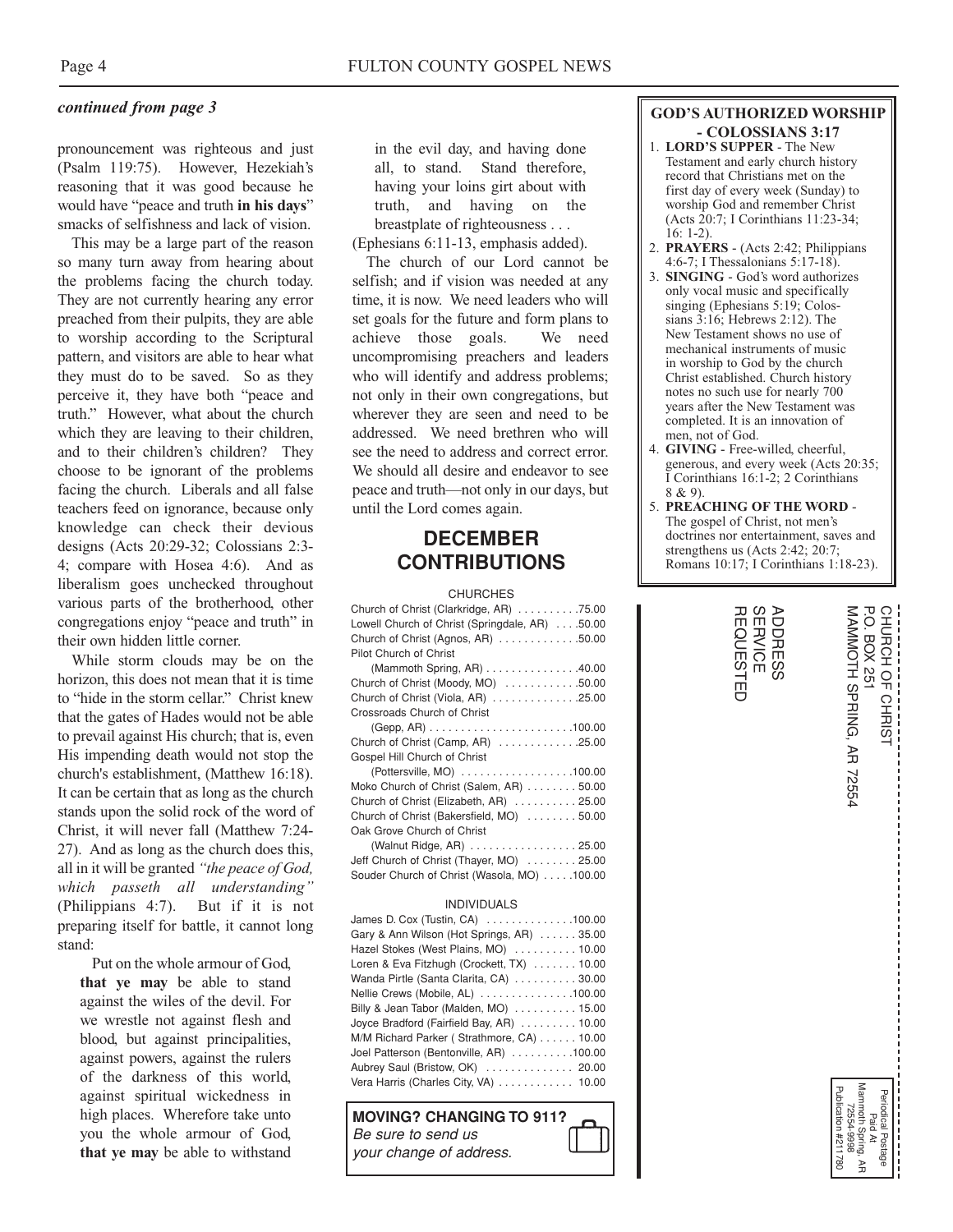*continued from page 3*

pronouncement was righteous and just (Psalm 119:75). However, Hezekiah's reasoning that it was good because he would have "peace and truth **in his days**" smacks of selfishness and lack of vision.

This may be a large part of the reason so many turn away from hearing about the problems facing the church today. They are not currently hearing any error preached from their pulpits, they are able to worship according to the Scriptural pattern, and visitors are able to hear what they must do to be saved. So as they perceive it, they have both "peace and truth." However, what about the church which they are leaving to their children, and to their children's children? They choose to be ignorant of the problems facing the church. Liberals and all false teachers feed on ignorance, because only knowledge can check their devious designs (Acts 20:29-32; Colossians 2:3-4; compare with Hosea 4:6). And as liberalism goes unchecked throughout various parts of the brotherhood, other congregations enjoy "peace and truth" in their own hidden little corner.

While storm clouds may be on the horizon, this does not mean that it is time to "hide in the storm cellar." Christ knew that the gates of Hades would not be able to prevail against His church; that is, even His impending death would not stop the church's establishment, (Matthew 16:18). It can be certain that as long as the church stands upon the solid rock of the word of Christ, it will never fall (Matthew 7:24-27). And as long as the church does this, all in it will be granted *"the peace of God, which passeth all understanding"* (Philippians 4:7). But if it is not preparing itself for battle, it cannot long stand:

> Put on the whole armour of God, **that ye may** be able to stand against the wiles of the devil. For we wrestle not against flesh and blood, but against principalities, against powers, against the rulers of the darkness of this world, against spiritual wickedness in high places. Wherefore take unto you the whole armour of God, **that ye may** be able to withstand in the evil day, and having done all, to stand. Stand therefore, having your loins girt about with truth, and having on the breastplate of righteousness . . .

(Ephesians 6:11-13, emphasis added).

The church of our Lord cannot be selfish; and if vision was needed at any time, it is now. We need leaders who will set goals for the future and form plans to achieve those goals. We need uncompromising preachers and leaders who will identify and address problems; not only in their own congregations, but wherever they are seen and need to be addressed. We need brethren who will see the need to address and correct error. We should all desire and endeavor to see peace and truth—not only in our days, but until the Lord comes again.

## DECEMBER CONTRIBUTIONS

### CHURCHES

Church of Christ (Clarkridge, AR) . . . . . . . . . .75.00
Lowell Church of Christ (Springdale, AR) . . . .50.00
Church of Christ (Agnos, AR) . . . . . . . . . . . .50.00
Pilot Church of Christ (Mammoth Spring, AR) . . . . . . . . . . . . . .40.00
Church of Christ (Moody, MO) . . . . . . . . . . .50.00
Church of Christ (Viola, AR) . . . . . . . . . . . . .25.00
Crossroads Church of Christ (Gepp, AR) . . . . . . . . . . . . . . . . . . . . . .100.00
Church of Christ (Camp, AR) . . . . . . . . . . . .25.00
Gospel Hill Church of Christ (Pottersville, MO) . . . . . . . . . . . . . . . . .100.00
Moko Church of Christ (Salem, AR) . . . . . . . . 50.00
Church of Christ (Elizabeth, AR) . . . . . . . . . . 25.00
Church of Christ (Bakersfield, MO) . . . . . . . . 50.00
Oak Grove Church of Christ (Walnut Ridge, AR) . . . . . . . . . . . . . . . . . 25.00
Jeff Church of Christ (Thayer, MO) . . . . . . . . 25.00
Souder Church of Christ (Wasola, MO) . . . . .100.00

### INDIVIDUALS

James D. Cox (Tustin, CA) . . . . . . . . . . . . . .100.00
Gary & Ann Wilson (Hot Springs, AR) . . . . . . 35.00
Hazel Stokes (West Plains, MO) . . . . . . . . . . 10.00
Loren & Eva Fitzhugh (Crockett, TX) . . . . . . . 10.00
Wanda Pirtle (Santa Clarita, CA) . . . . . . . . . . 30.00
Nellie Crews (Mobile, AL) . . . . . . . . . . . . . . .100.00
Billy & Jean Tabor (Malden, MO) . . . . . . . . . . 15.00
Joyce Bradford (Fairfield Bay, AR) . . . . . . . . . 10.00
M/M Richard Parker ( Strathmore, CA) . . . . . . 10.00
Joel Patterson (Bentonville, AR) . . . . . . . . . .100.00
Aubrey Saul (Bristow, OK) . . . . . . . . . . . . . . 20.00
Vera Harris (Charles City, VA) . . . . . . . . . . . . 10.00

**MOVING? CHANGING TO 911?**
*Be sure to send us your change of address.*

**GOD'S AUTHORIZED WORSHIP - COLOSSIANS 3:17**

1. **LORD'S SUPPER** - The New Testament and early church history record that Christians met on the first day of every week (Sunday) to worship God and remember Christ (Acts 20:7; I Corinthians 11:23-34; 16: 1-2).
2. **PRAYERS** - (Acts 2:42; Philippians 4:6-7; I Thessalonians 5:17-18).
3. **SINGING** - God's word authorizes only vocal music and specifically singing (Ephesians 5:19; Colossians 3:16; Hebrews 2:12). The New Testament shows no use of mechanical instruments of music in worship to God by the church Christ established. Church history notes no such use for nearly 700 years after the New Testament was completed. It is an innovation of men, not of God.
4. **GIVING** - Free-willed, cheerful, generous, and every week (Acts 20:35; I Corinthians 16:1-2; 2 Corinthians 8 & 9).
5. **PREACHING OF THE WORD** - The gospel of Christ, not men's doctrines nor entertainment, saves and strengthens us (Acts 2:42; 20:7; Romans 10:17; I Corinthians 1:18-23).

CHURCH OF CHRIST
P.O. BOX 251
MAMMOTH SPRING, AR 72554

ADDRESS SERVICE REQUESTED

Periodical Postage Paid At Mammoth Spring, AR 72554-9998
Publication #211780